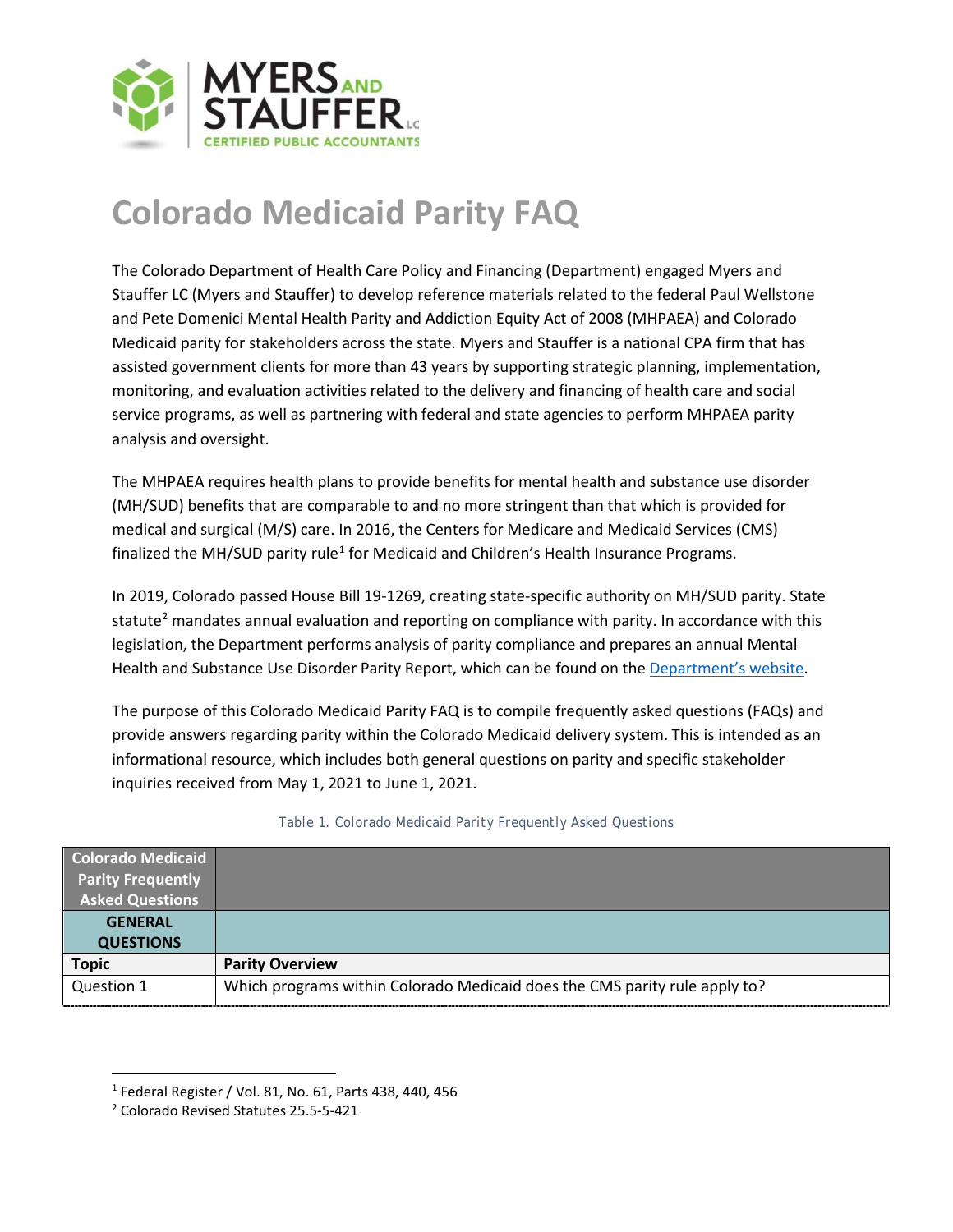# Colorado Medicaid Parity FAQ

The Colorado Department of Health Care Policy and Financing (Department) engaged Myers and Stauffer LC (Myers and Stauffer) to develop reference materials related to the federal Paul Wellstone and Pete Domenici Mental Health Parity and Addiction Equity Act of 2008 (MHPAEA) and Colorado Medicaid parity for stakeholders across the state. Myers and Stauffer is a national CPA firm that has assisted government clients for more than 43 years by supporting strategic planning, implementation, monitoring, and evaluation activities related to the delivery and financing of health care and social service programs, as well as partnering with federal and state agencies to perform MHPAEA parity analysis and oversight.

The MHPAEA requires health plans to provide benefits for mental health and substance use disorder (MH/SUD) benefits that are comparable to and no more stringent than that which is provided for medical and surgical (M/S) care. In 2016, the Centers for Medicare and Medicaid Services (CMS) finalized the MH/SUD parity rule[1] for Medicaid and Children's Health Insurance Programs.

In 2019, Colorado passed House Bill 19-1269, creating state-specific authority on MH/SUD parity. State statute[2] mandates annual evaluation and reporting on compliance with parity. In accordance with this legislation, the Department performs analysis of parity compliance and prepares an annual Mental Health and Substance Use Disorder Parity Report, which can be found on the Department's website.

The purpose of this Colorado Medicaid Parity FAQ is to compile frequently asked questions (FAQs) and provide answers regarding parity within the Colorado Medicaid delivery system. This is intended as an informational resource, which includes both general questions on parity and specific stakeholder inquiries received from May 1, 2021 to June 1, 2021.

Table 1. Colorado Medicaid Parity Frequently Asked Questions

| Colorado Medicaid Parity Frequently Asked Questions | |
|---|---|
| **GENERAL QUESTIONS** | |
| **Topic** | **Parity Overview** |
| Question 1 | Which programs within Colorado Medicaid does the CMS parity rule apply to? |

[1] Federal Register / Vol. 81, No. 61, Parts 438, 440, 456

[2] Colorado Revised Statutes 25.5-5-421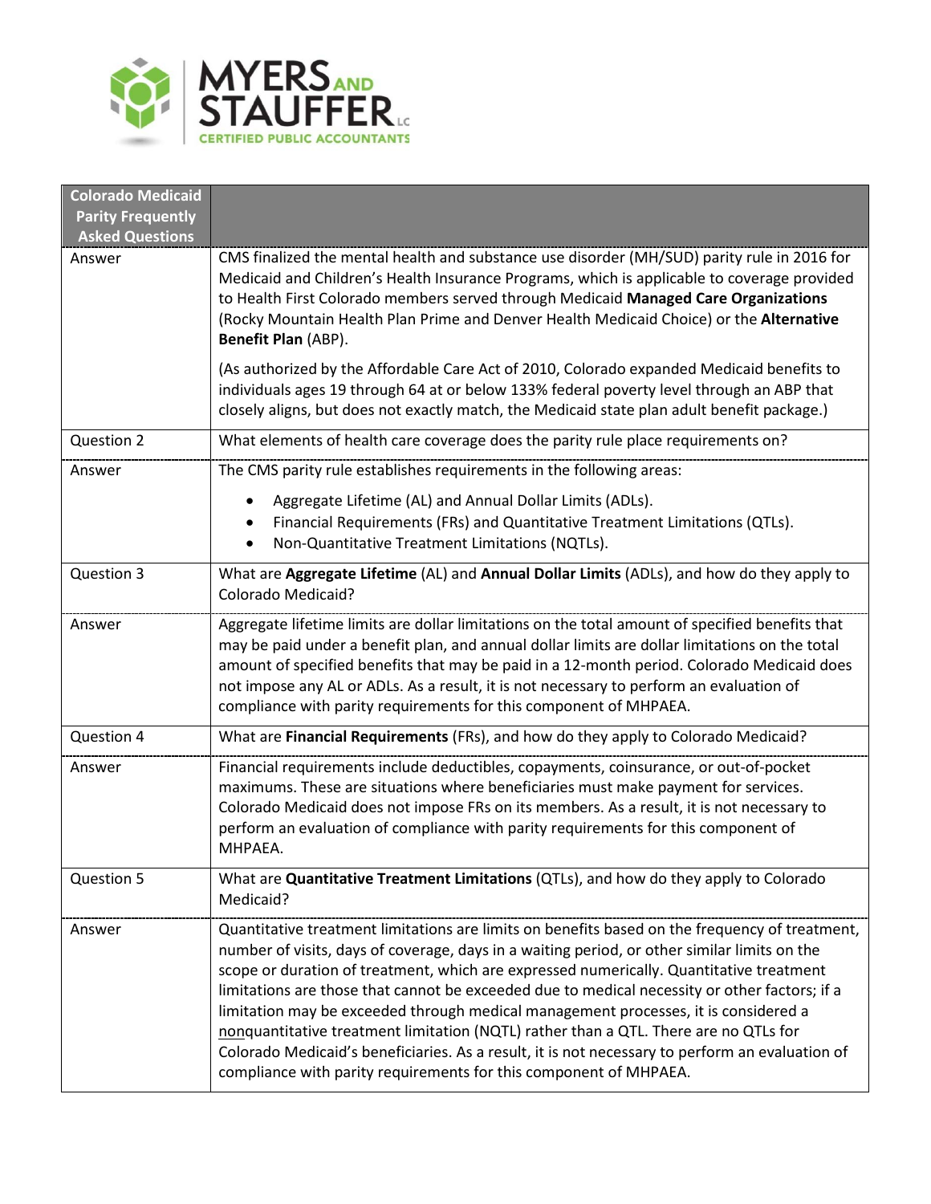| Colorado Medicaid Parity Frequently Asked Questions | |
|---|---|
| Answer | CMS finalized the mental health and substance use disorder (MH/SUD) parity rule in 2016 for Medicaid and Children's Health Insurance Programs, which is applicable to coverage provided to Health First Colorado members served through Medicaid **Managed Care Organizations** (Rocky Mountain Health Plan Prime and Denver Health Medicaid Choice) or the **Alternative Benefit Plan** (ABP).<br><br>(As authorized by the Affordable Care Act of 2010, Colorado expanded Medicaid benefits to individuals ages 19 through 64 at or below 133% federal poverty level through an ABP that closely aligns, but does not exactly match, the Medicaid state plan adult benefit package.) |
| Question 2 | What elements of health care coverage does the parity rule place requirements on? |
| Answer | The CMS parity rule establishes requirements in the following areas:<br>• Aggregate Lifetime (AL) and Annual Dollar Limits (ADLs).<br>• Financial Requirements (FRs) and Quantitative Treatment Limitations (QTLs).<br>• Non-Quantitative Treatment Limitations (NQTLs). |
| Question 3 | What are **Aggregate Lifetime** (AL) and **Annual Dollar Limits** (ADLs), and how do they apply to Colorado Medicaid? |
| Answer | Aggregate lifetime limits are dollar limitations on the total amount of specified benefits that may be paid under a benefit plan, and annual dollar limits are dollar limitations on the total amount of specified benefits that may be paid in a 12-month period. Colorado Medicaid does not impose any AL or ADLs. As a result, it is not necessary to perform an evaluation of compliance with parity requirements for this component of MHPAEA. |
| Question 4 | What are **Financial Requirements** (FRs), and how do they apply to Colorado Medicaid? |
| Answer | Financial requirements include deductibles, copayments, coinsurance, or out-of-pocket maximums. These are situations where beneficiaries must make payment for services. Colorado Medicaid does not impose FRs on its members. As a result, it is not necessary to perform an evaluation of compliance with parity requirements for this component of MHPAEA. |
| Question 5 | What are **Quantitative Treatment Limitations** (QTLs), and how do they apply to Colorado Medicaid? |
| Answer | Quantitative treatment limitations are limits on benefits based on the frequency of treatment, number of visits, days of coverage, days in a waiting period, or other similar limits on the scope or duration of treatment, which are expressed numerically. Quantitative treatment limitations are those that cannot be exceeded due to medical necessity or other factors; if a limitation may be exceeded through medical management processes, it is considered a nonquantitative treatment limitation (NQTL) rather than a QTL. There are no QTLs for Colorado Medicaid's beneficiaries. As a result, it is not necessary to perform an evaluation of compliance with parity requirements for this component of MHPAEA. |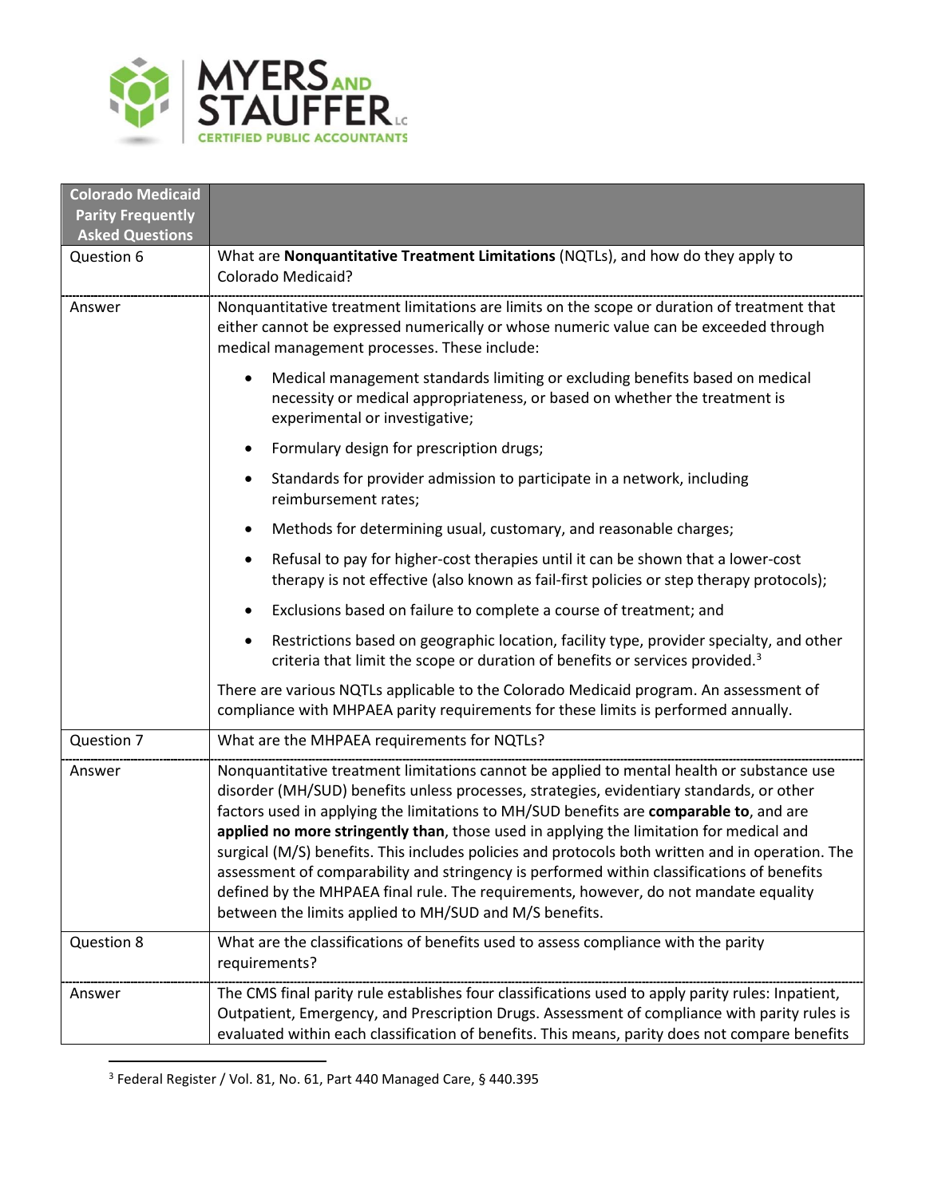| Colorado Medicaid Parity Frequently Asked Questions | |
|---|---|
| Question 6 | What are **Nonquantitative Treatment Limitations** (NQTLs), and how do they apply to Colorado Medicaid? |
| Answer | Nonquantitative treatment limitations are limits on the scope or duration of treatment that either cannot be expressed numerically or whose numeric value can be exceeded through medical management processes. These include:<br>• Medical management standards limiting or excluding benefits based on medical necessity or medical appropriateness, or based on whether the treatment is experimental or investigative;<br>• Formulary design for prescription drugs;<br>• Standards for provider admission to participate in a network, including reimbursement rates;<br>• Methods for determining usual, customary, and reasonable charges;<br>• Refusal to pay for higher-cost therapies until it can be shown that a lower-cost therapy is not effective (also known as fail-first policies or step therapy protocols);<br>• Exclusions based on failure to complete a course of treatment; and<br>• Restrictions based on geographic location, facility type, provider specialty, and other criteria that limit the scope or duration of benefits or services provided.[3]<br>There are various NQTLs applicable to the Colorado Medicaid program. An assessment of compliance with MHPAEA parity requirements for these limits is performed annually. |
| Question 7 | What are the MHPAEA requirements for NQTLs? |
| Answer | Nonquantitative treatment limitations cannot be applied to mental health or substance use disorder (MH/SUD) benefits unless processes, strategies, evidentiary standards, or other factors used in applying the limitations to MH/SUD benefits are **comparable to**, and are **applied no more stringently than**, those used in applying the limitation for medical and surgical (M/S) benefits. This includes policies and protocols both written and in operation. The assessment of comparability and stringency is performed within classifications of benefits defined by the MHPAEA final rule. The requirements, however, do not mandate equality between the limits applied to MH/SUD and M/S benefits. |
| Question 8 | What are the classifications of benefits used to assess compliance with the parity requirements? |
| Answer | The CMS final parity rule establishes four classifications used to apply parity rules: Inpatient, Outpatient, Emergency, and Prescription Drugs. Assessment of compliance with parity rules is evaluated within each classification of benefits. This means, parity does not compare benefits |

[3] Federal Register / Vol. 81, No. 61, Part 440 Managed Care, § 440.395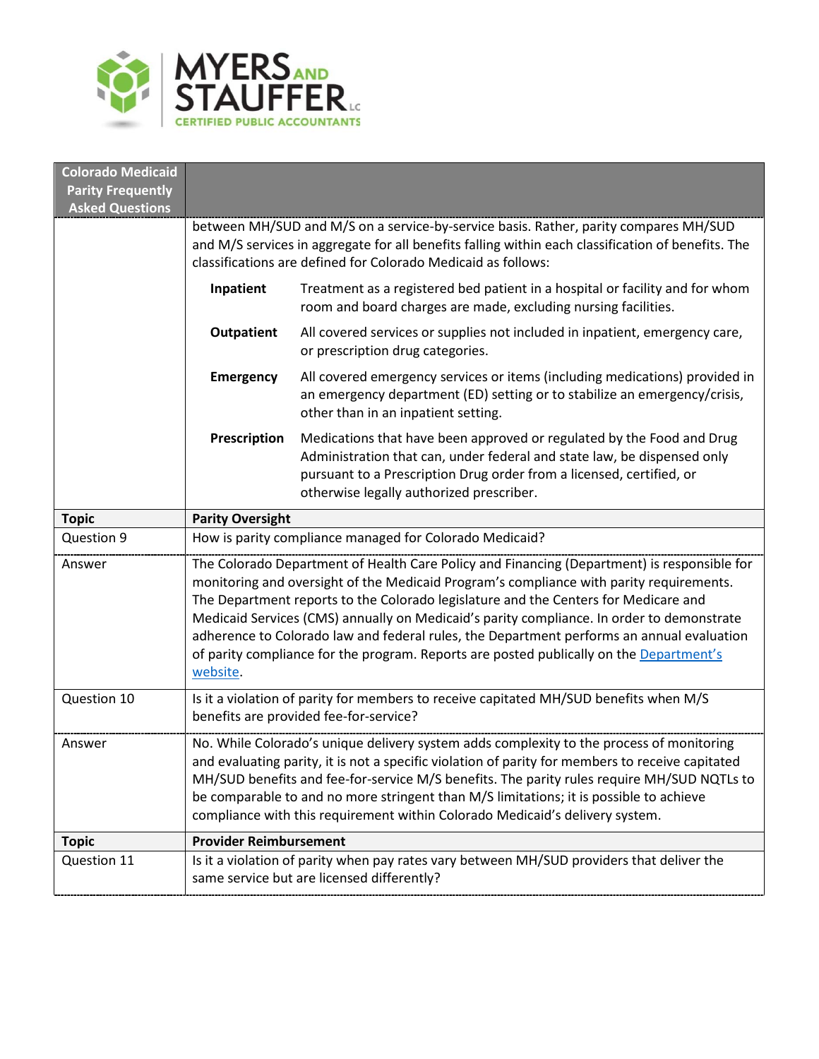| Colorado Medicaid Parity Frequently Asked Questions | |
|---|---|
| | between MH/SUD and M/S on a service-by-service basis. Rather, parity compares MH/SUD and M/S services in aggregate for all benefits falling within each classification of benefits. The classifications are defined for Colorado Medicaid as follows:<br><br>**Inpatient** — Treatment as a registered bed patient in a hospital or facility and for whom room and board charges are made, excluding nursing facilities.<br><br>**Outpatient** — All covered services or supplies not included in inpatient, emergency care, or prescription drug categories.<br><br>**Emergency** — All covered emergency services or items (including medications) provided in an emergency department (ED) setting or to stabilize an emergency/crisis, other than in an inpatient setting.<br><br>**Prescription** — Medications that have been approved or regulated by the Food and Drug Administration that can, under federal and state law, be dispensed only pursuant to a Prescription Drug order from a licensed, certified, or otherwise legally authorized prescriber. |
| **Topic** | **Parity Oversight** |
| Question 9 | How is parity compliance managed for Colorado Medicaid? |
| Answer | The Colorado Department of Health Care Policy and Financing (Department) is responsible for monitoring and oversight of the Medicaid Program's compliance with parity requirements. The Department reports to the Colorado legislature and the Centers for Medicare and Medicaid Services (CMS) annually on Medicaid's parity compliance. In order to demonstrate adherence to Colorado law and federal rules, the Department performs an annual evaluation of parity compliance for the program. Reports are posted publically on the Department's website. |
| Question 10 | Is it a violation of parity for members to receive capitated MH/SUD benefits when M/S benefits are provided fee-for-service? |
| Answer | No. While Colorado's unique delivery system adds complexity to the process of monitoring and evaluating parity, it is not a specific violation of parity for members to receive capitated MH/SUD benefits and fee-for-service M/S benefits. The parity rules require MH/SUD NQTLs to be comparable to and no more stringent than M/S limitations; it is possible to achieve compliance with this requirement within Colorado Medicaid's delivery system. |
| **Topic** | **Provider Reimbursement** |
| Question 11 | Is it a violation of parity when pay rates vary between MH/SUD providers that deliver the same service but are licensed differently? |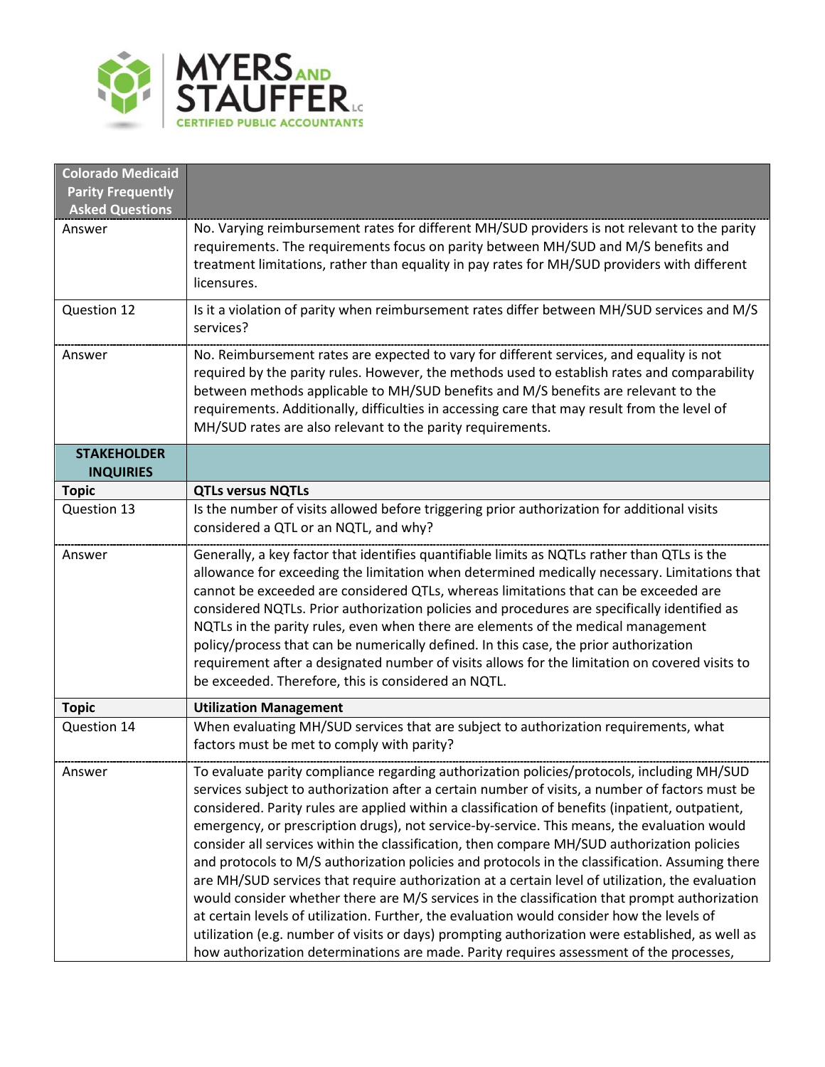| Colorado Medicaid Parity Frequently Asked Questions | |
|---|---|
| Answer | No. Varying reimbursement rates for different MH/SUD providers is not relevant to the parity requirements. The requirements focus on parity between MH/SUD and M/S benefits and treatment limitations, rather than equality in pay rates for MH/SUD providers with different licensures. |
| Question 12 | Is it a violation of parity when reimbursement rates differ between MH/SUD services and M/S services? |
| Answer | No. Reimbursement rates are expected to vary for different services, and equality is not required by the parity rules. However, the methods used to establish rates and comparability between methods applicable to MH/SUD benefits and M/S benefits are relevant to the requirements. Additionally, difficulties in accessing care that may result from the level of MH/SUD rates are also relevant to the parity requirements. |
| **STAKEHOLDER INQUIRIES** | |
| **Topic** | **QTLs versus NQTLs** |
| Question 13 | Is the number of visits allowed before triggering prior authorization for additional visits considered a QTL or an NQTL, and why? |
| Answer | Generally, a key factor that identifies quantifiable limits as NQTLs rather than QTLs is the allowance for exceeding the limitation when determined medically necessary. Limitations that cannot be exceeded are considered QTLs, whereas limitations that can be exceeded are considered NQTLs. Prior authorization policies and procedures are specifically identified as NQTLs in the parity rules, even when there are elements of the medical management policy/process that can be numerically defined. In this case, the prior authorization requirement after a designated number of visits allows for the limitation on covered visits to be exceeded. Therefore, this is considered an NQTL. |
| **Topic** | **Utilization Management** |
| Question 14 | When evaluating MH/SUD services that are subject to authorization requirements, what factors must be met to comply with parity? |
| Answer | To evaluate parity compliance regarding authorization policies/protocols, including MH/SUD services subject to authorization after a certain number of visits, a number of factors must be considered. Parity rules are applied within a classification of benefits (inpatient, outpatient, emergency, or prescription drugs), not service-by-service. This means, the evaluation would consider all services within the classification, then compare MH/SUD authorization policies and protocols to M/S authorization policies and protocols in the classification. Assuming there are MH/SUD services that require authorization at a certain level of utilization, the evaluation would consider whether there are M/S services in the classification that prompt authorization at certain levels of utilization. Further, the evaluation would consider how the levels of utilization (e.g. number of visits or days) prompting authorization were established, as well as how authorization determinations are made. Parity requires assessment of the processes, |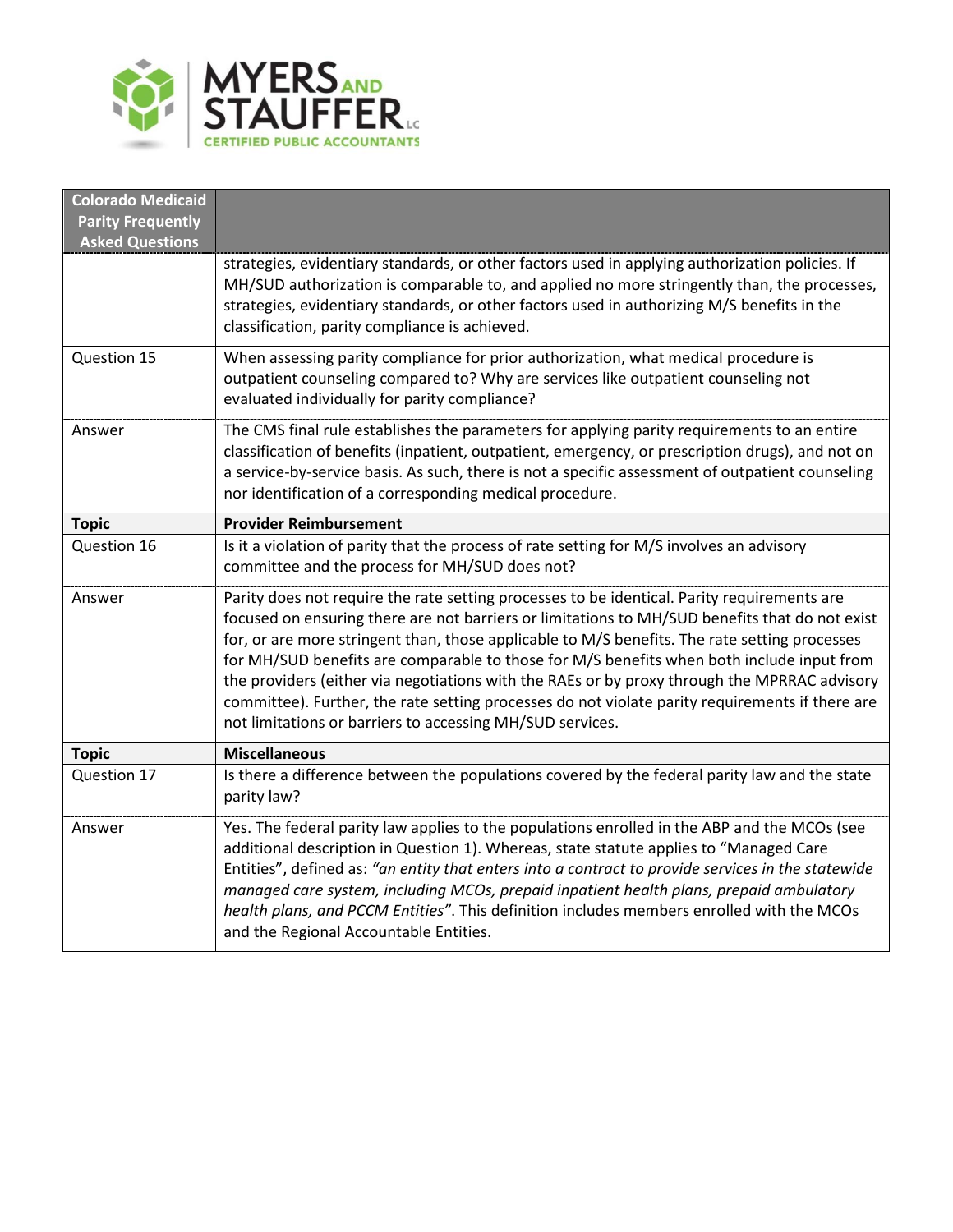| Colorado Medicaid Parity Frequently Asked Questions | |
|---|---|
| | strategies, evidentiary standards, or other factors used in applying authorization policies. If MH/SUD authorization is comparable to, and applied no more stringently than, the processes, strategies, evidentiary standards, or other factors used in authorizing M/S benefits in the classification, parity compliance is achieved. |
| Question 15 | When assessing parity compliance for prior authorization, what medical procedure is outpatient counseling compared to? Why are services like outpatient counseling not evaluated individually for parity compliance? |
| Answer | The CMS final rule establishes the parameters for applying parity requirements to an entire classification of benefits (inpatient, outpatient, emergency, or prescription drugs), and not on a service-by-service basis. As such, there is not a specific assessment of outpatient counseling nor identification of a corresponding medical procedure. |
| **Topic** | **Provider Reimbursement** |
| Question 16 | Is it a violation of parity that the process of rate setting for M/S involves an advisory committee and the process for MH/SUD does not? |
| Answer | Parity does not require the rate setting processes to be identical. Parity requirements are focused on ensuring there are not barriers or limitations to MH/SUD benefits that do not exist for, or are more stringent than, those applicable to M/S benefits. The rate setting processes for MH/SUD benefits are comparable to those for M/S benefits when both include input from the providers (either via negotiations with the RAEs or by proxy through the MPRRAC advisory committee). Further, the rate setting processes do not violate parity requirements if there are not limitations or barriers to accessing MH/SUD services. |
| **Topic** | **Miscellaneous** |
| Question 17 | Is there a difference between the populations covered by the federal parity law and the state parity law? |
| Answer | Yes. The federal parity law applies to the populations enrolled in the ABP and the MCOs (see additional description in Question 1). Whereas, state statute applies to "Managed Care Entities", defined as: *"an entity that enters into a contract to provide services in the statewide managed care system, including MCOs, prepaid inpatient health plans, prepaid ambulatory health plans, and PCCM Entities"*. This definition includes members enrolled with the MCOs and the Regional Accountable Entities. |